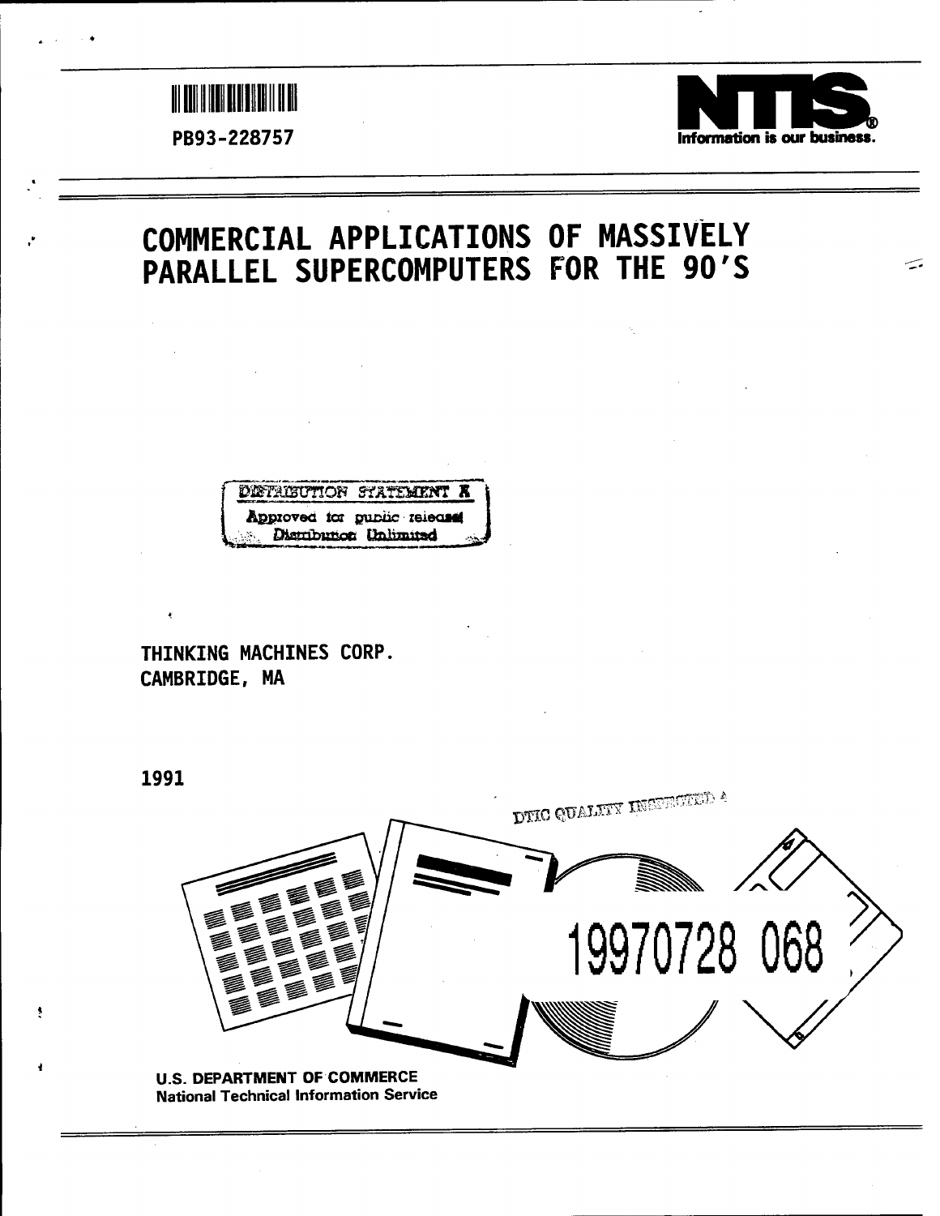PB93-228757

**NTIS**
Information is our business.

# COMMERCIAL APPLICATIONS OF MASSIVELY PARALLEL SUPERCOMPUTERS FOR THE 90'S

DISTRIBUTION STATEMENT A
Approved for public release
Distribution Unlimited

THINKING MACHINES CORP.
CAMBRIDGE, MA

1991

DTIC QUALITY INSPECTED 4

19970728 068

U.S. DEPARTMENT OF COMMERCE
National Technical Information Service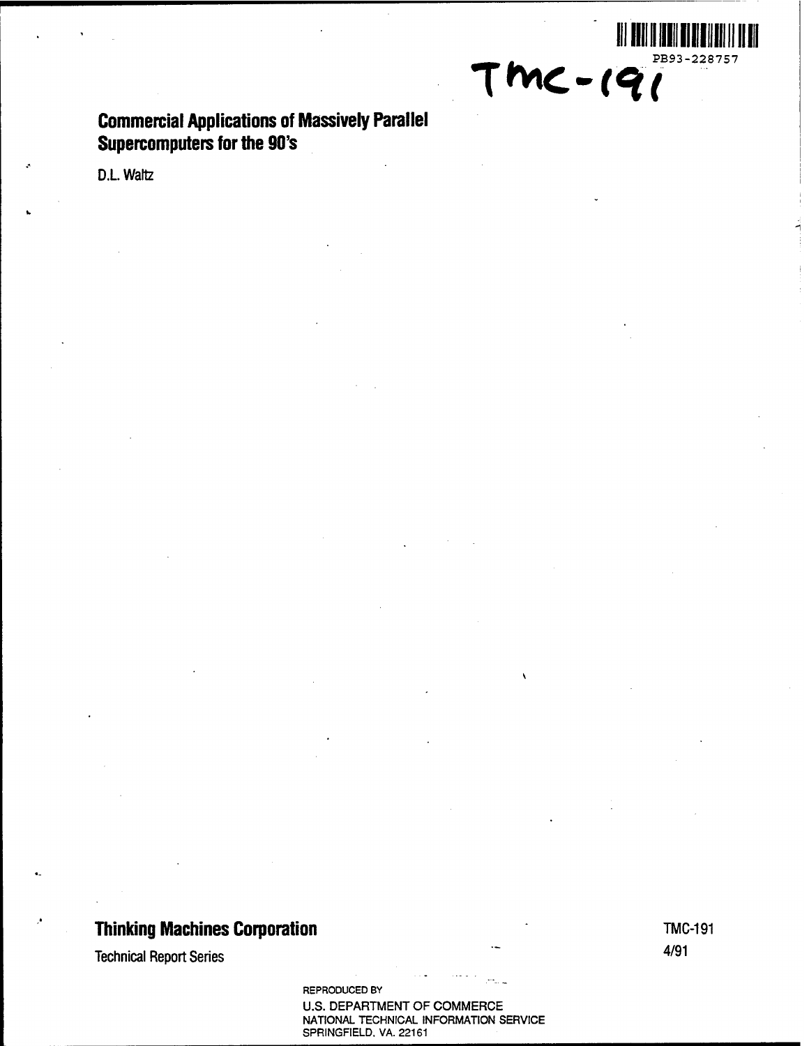PB93-228757

TMC-191

# Commercial Applications of Massively Parallel Supercomputers for the 90's

D.L. Waltz

**Thinking Machines Corporation**

Technical Report Series

TMC-191

4/91

REPRODUCED BY
U.S. DEPARTMENT OF COMMERCE
NATIONAL TECHNICAL INFORMATION SERVICE
SPRINGFIELD, VA. 22161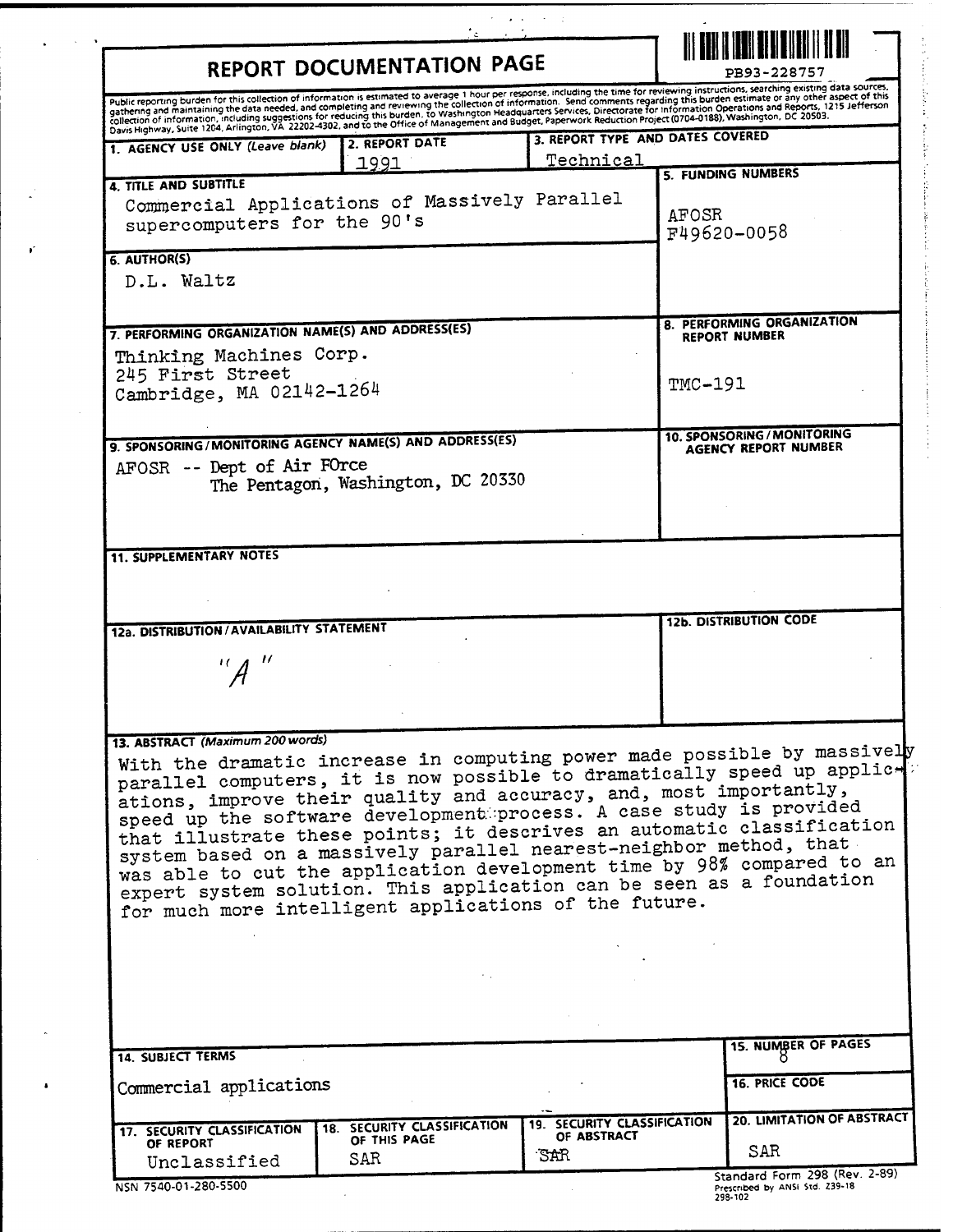# REPORT DOCUMENTATION PAGE

PB93-228757

Public reporting burden for this collection of information is estimated to average 1 hour per response, including the time for reviewing instructions, searching existing data sources, gathering and maintaining the data needed, and completing and reviewing the collection of information. Send comments regarding this burden estimate or any other aspect of this collection of information, including suggestions for reducing this burden, to Washington Headquarters Services, Directorate for Information Operations and Reports, 1215 Jefferson Davis Highway, Suite 1204, Arlington, VA 22202-4302, and to the Office of Management and Budget, Paperwork Reduction Project (0704-0188), Washington, DC 20503.

| 1. AGENCY USE ONLY (Leave blank) | 2. REPORT DATE | 3. REPORT TYPE AND DATES COVERED |
|---|---|---|
| | 1991 | Technical |

**4. TITLE AND SUBTITLE**
Commercial Applications of Massively Parallel supercomputers for the 90's

**5. FUNDING NUMBERS**
AFOSR
F49620-0058

**6. AUTHOR(S)**
D.L. Waltz

**7. PERFORMING ORGANIZATION NAME(S) AND ADDRESS(ES)**
Thinking Machines Corp.
245 First Street
Cambridge, MA 02142-1264

**8. PERFORMING ORGANIZATION REPORT NUMBER**
TMC-191

**9. SPONSORING/MONITORING AGENCY NAME(S) AND ADDRESS(ES)**
AFOSR -- Dept of Air FOrce
The Pentagon, Washington, DC 20330

**10. SPONSORING/MONITORING AGENCY REPORT NUMBER**

**11. SUPPLEMENTARY NOTES**

**12a. DISTRIBUTION/AVAILABILITY STATEMENT**
"A"

**12b. DISTRIBUTION CODE**

**13. ABSTRACT (Maximum 200 words)**
With the dramatic increase in computing power made possible by massively parallel computers, it is now possible to dramatically speed up applications, improve their quality and accuracy, and, most importantly, speed up the software development process. A case study is provided that illustrate these points; it descrives an automatic classification system based on a massively parallel nearest-neighbor method, that was able to cut the application development time by 98% compared to an expert system solution. This application can be seen as a foundation for much more intelligent applications of the future.

**14. SUBJECT TERMS**
Commercial applications

**15. NUMBER OF PAGES**
8

**16. PRICE CODE**

| 17. SECURITY CLASSIFICATION OF REPORT | 18. SECURITY CLASSIFICATION OF THIS PAGE | 19. SECURITY CLASSIFICATION OF ABSTRACT | 20. LIMITATION OF ABSTRACT |
|---|---|---|---|
| Unclassified | SAR | SAR | SAR |

NSN 7540-01-280-5500

Standard Form 298 (Rev. 2-89)
Prescribed by ANSI Std. Z39-18
298-102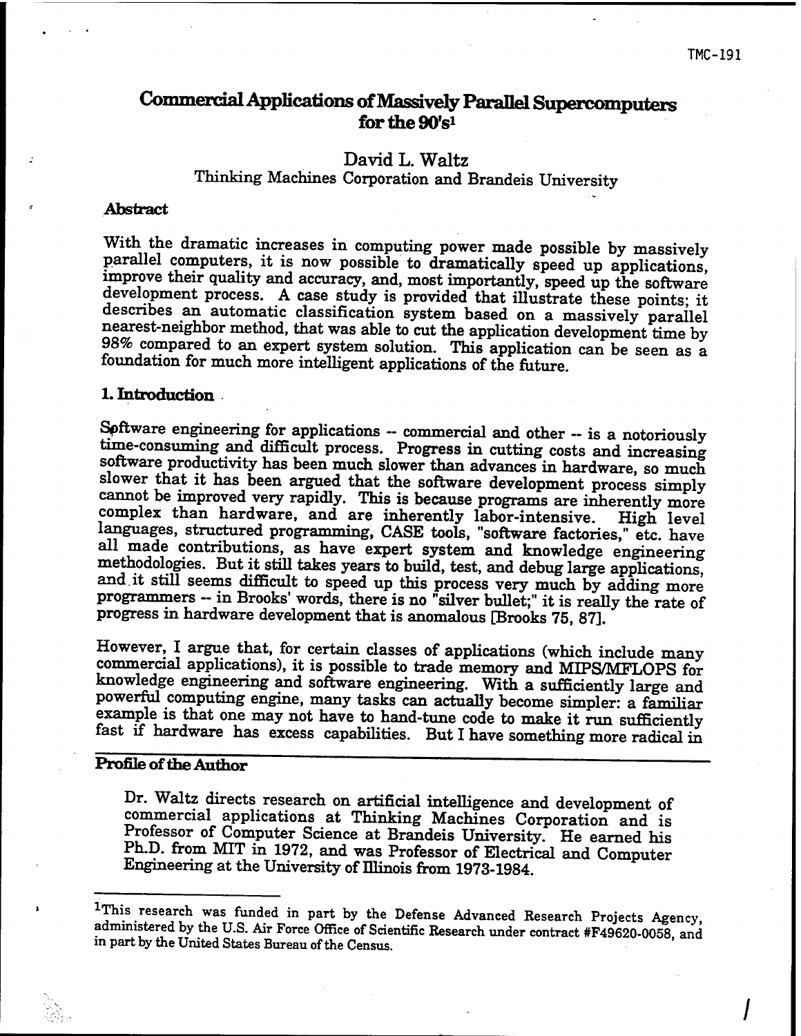# Commercial Applications of Massively Parallel Supercomputers for the 90's[1]

David L. Waltz

Thinking Machines Corporation and Brandeis University

## Abstract

With the dramatic increases in computing power made possible by massively parallel computers, it is now possible to dramatically speed up applications, improve their quality and accuracy, and, most importantly, speed up the software development process. A case study is provided that illustrate these points; it describes an automatic classification system based on a massively parallel nearest-neighbor method, that was able to cut the application development time by 98% compared to an expert system solution. This application can be seen as a foundation for much more intelligent applications of the future.

## 1. Introduction

Software engineering for applications -- commercial and other -- is a notoriously time-consuming and difficult process. Progress in cutting costs and increasing software productivity has been much slower than advances in hardware, so much slower that it has been argued that the software development process simply cannot be improved very rapidly. This is because programs are inherently more complex than hardware, and are inherently labor-intensive. High level languages, structured programming, CASE tools, "software factories," etc. have all made contributions, as have expert system and knowledge engineering methodologies. But it still takes years to build, test, and debug large applications, and it still seems difficult to speed up this process very much by adding more programmers -- in Brooks' words, there is no "silver bullet;" it is really the rate of progress in hardware development that is anomalous [Brooks 75, 87].

However, I argue that, for certain classes of applications (which include many commercial applications), it is possible to trade memory and MIPS/MFLOPS for knowledge engineering and software engineering. With a sufficiently large and powerful computing engine, many tasks can actually become simpler: a familiar example is that one may not have to hand-tune code to make it run sufficiently fast if hardware has excess capabilities. But I have something more radical in

## Profile of the Author

Dr. Waltz directs research on artificial intelligence and development of commercial applications at Thinking Machines Corporation and is Professor of Computer Science at Brandeis University. He earned his Ph.D. from MIT in 1972, and was Professor of Electrical and Computer Engineering at the University of Illinois from 1973-1984.

---

[1] This research was funded in part by the Defense Advanced Research Projects Agency, administered by the U.S. Air Force Office of Scientific Research under contract #F49620-0058, and in part by the United States Bureau of the Census.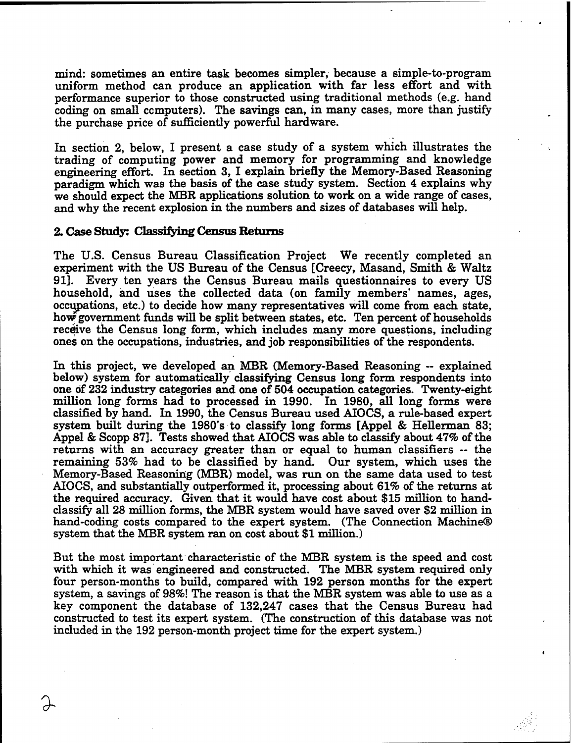mind: sometimes an entire task becomes simpler, because a simple-to-program uniform method can produce an application with far less effort and with performance superior to those constructed using traditional methods (e.g. hand coding on small computers). The savings can, in many cases, more than justify the purchase price of sufficiently powerful hardware.

In section 2, below, I present a case study of a system which illustrates the trading of computing power and memory for programming and knowledge engineering effort. In section 3, I explain briefly the Memory-Based Reasoning paradigm which was the basis of the case study system. Section 4 explains why we should expect the MBR applications solution to work on a wide range of cases, and why the recent explosion in the numbers and sizes of databases will help.

## 2. Case Study: Classifying Census Returns

The U.S. Census Bureau Classification Project We recently completed an experiment with the US Bureau of the Census [Creecy, Masand, Smith & Waltz 91]. Every ten years the Census Bureau mails questionnaires to every US household, and uses the collected data (on family members' names, ages, occupations, etc.) to decide how many representatives will come from each state, how government funds will be split between states, etc. Ten percent of households receive the Census long form, which includes many more questions, including ones on the occupations, industries, and job responsibilities of the respondents.

In this project, we developed an MBR (Memory-Based Reasoning -- explained below) system for automatically classifying Census long form respondents into one of 232 industry categories and one of 504 occupation categories. Twenty-eight million long forms had to processed in 1990. In 1980, all long forms were classified by hand. In 1990, the Census Bureau used AIOCS, a rule-based expert system built during the 1980's to classify long forms [Appel & Hellerman 83; Appel & Scopp 87]. Tests showed that AIOCS was able to classify about 47% of the returns with an accuracy greater than or equal to human classifiers -- the remaining 53% had to be classified by hand. Our system, which uses the Memory-Based Reasoning (MBR) model, was run on the same data used to test AIOCS, and substantially outperformed it, processing about 61% of the returns at the required accuracy. Given that it would have cost about $15 million to hand-classify all 28 million forms, the MBR system would have saved over $2 million in hand-coding costs compared to the expert system. (The Connection Machine® system that the MBR system ran on cost about $1 million.)

But the most important characteristic of the MBR system is the speed and cost with which it was engineered and constructed. The MBR system required only four person-months to build, compared with 192 person months for the expert system, a savings of 98%! The reason is that the MBR system was able to use as a key component the database of 132,247 cases that the Census Bureau had constructed to test its expert system. (The construction of this database was not included in the 192 person-month project time for the expert system.)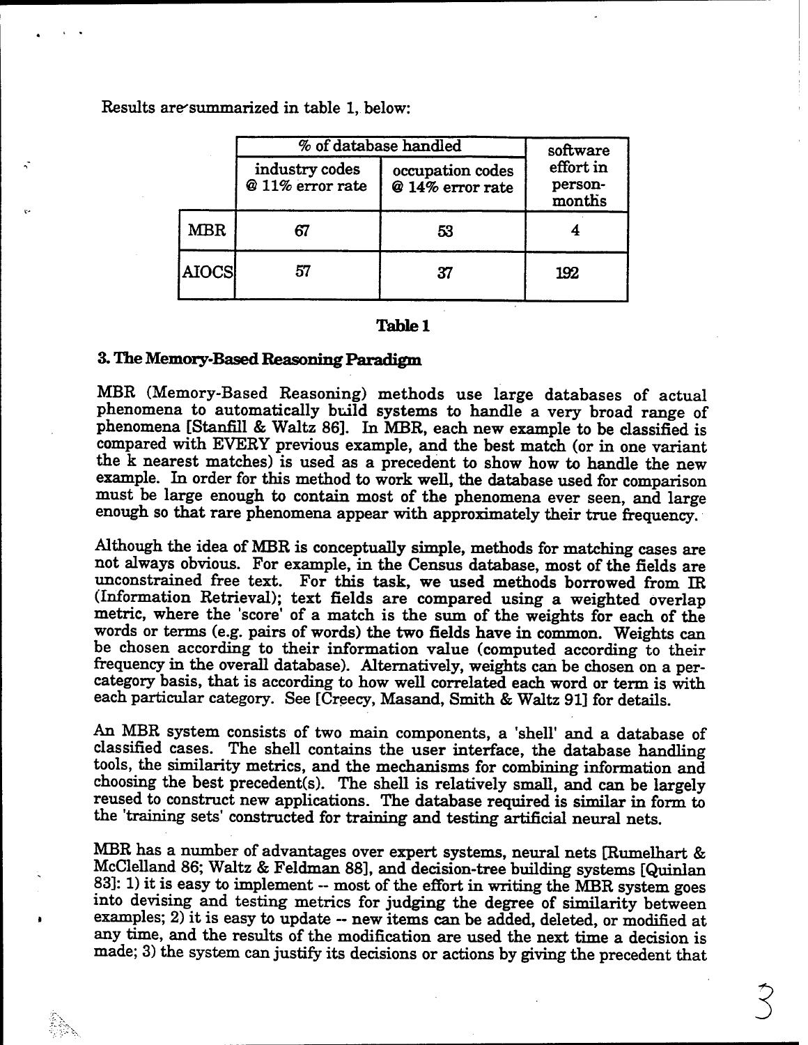Results are summarized in table 1, below:

| | % of database handled | | software effort in person-months |
|---|---|---|---|
| | industry codes @ 11% error rate | occupation codes @ 14% error rate | |
| MBR | 67 | 53 | 4 |
| AIOCS | 57 | 37 | 192 |

**Table 1**

## 3. The Memory-Based Reasoning Paradigm

MBR (Memory-Based Reasoning) methods use large databases of actual phenomena to automatically build systems to handle a very broad range of phenomena [Stanfill & Waltz 86]. In MBR, each new example to be classified is compared with EVERY previous example, and the best match (or in one variant the k nearest matches) is used as a precedent to show how to handle the new example. In order for this method to work well, the database used for comparison must be large enough to contain most of the phenomena ever seen, and large enough so that rare phenomena appear with approximately their true frequency.

Although the idea of MBR is conceptually simple, methods for matching cases are not always obvious. For example, in the Census database, most of the fields are unconstrained free text. For this task, we used methods borrowed from IR (Information Retrieval); text fields are compared using a weighted overlap metric, where the 'score' of a match is the sum of the weights for each of the words or terms (e.g. pairs of words) the two fields have in common. Weights can be chosen according to their information value (computed according to their frequency in the overall database). Alternatively, weights can be chosen on a per-category basis, that is according to how well correlated each word or term is with each particular category. See [Creecy, Masand, Smith & Waltz 91] for details.

An MBR system consists of two main components, a 'shell' and a database of classified cases. The shell contains the user interface, the database handling tools, the similarity metrics, and the mechanisms for combining information and choosing the best precedent(s). The shell is relatively small, and can be largely reused to construct new applications. The database required is similar in form to the 'training sets' constructed for training and testing artificial neural nets.

MBR has a number of advantages over expert systems, neural nets [Rumelhart & McClelland 86; Waltz & Feldman 88], and decision-tree building systems [Quinlan 83]: 1) it is easy to implement -- most of the effort in writing the MBR system goes into devising and testing metrics for judging the degree of similarity between examples; 2) it is easy to update -- new items can be added, deleted, or modified at any time, and the results of the modification are used the next time a decision is made; 3) the system can justify its decisions or actions by giving the precedent that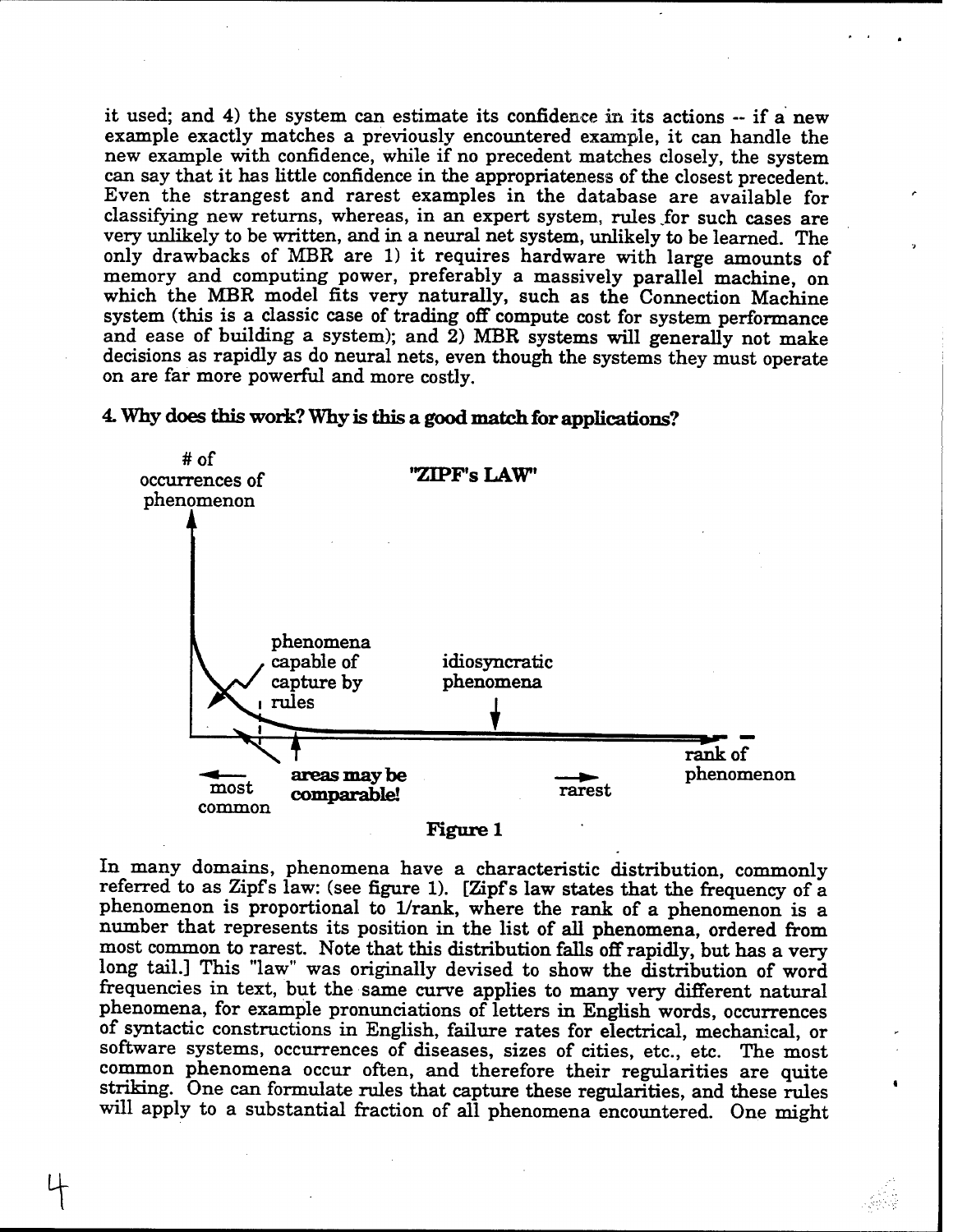it used; and 4) the system can estimate its confidence in its actions -- if a new example exactly matches a previously encountered example, it can handle the new example with confidence, while if no precedent matches closely, the system can say that it has little confidence in the appropriateness of the closest precedent. Even the strangest and rarest examples in the database are available for classifying new returns, whereas, in an expert system, rules for such cases are very unlikely to be written, and in a neural net system, unlikely to be learned. The only drawbacks of MBR are 1) it requires hardware with large amounts of memory and computing power, preferably a massively parallel machine, on which the MBR model fits very naturally, such as the Connection Machine system (this is a classic case of trading off compute cost for system performance and ease of building a system); and 2) MBR systems will generally not make decisions as rapidly as do neural nets, even though the systems they must operate on are far more powerful and more costly.

## 4. Why does this work? Why is this a good match for applications?

**Figure 1**

In many domains, phenomena have a characteristic distribution, commonly referred to as Zipf's law: (see figure 1). [Zipf's law states that the frequency of a phenomenon is proportional to 1/rank, where the rank of a phenomenon is a number that represents its position in the list of all phenomena, ordered from most common to rarest. Note that this distribution falls off rapidly, but has a very long tail.] This "law" was originally devised to show the distribution of word frequencies in text, but the same curve applies to many very different natural phenomena, for example pronunciations of letters in English words, occurrences of syntactic constructions in English, failure rates for electrical, mechanical, or software systems, occurrences of diseases, sizes of cities, etc., etc. The most common phenomena occur often, and therefore their regularities are quite striking. One can formulate rules that capture these regularities, and these rules will apply to a substantial fraction of all phenomena encountered. One might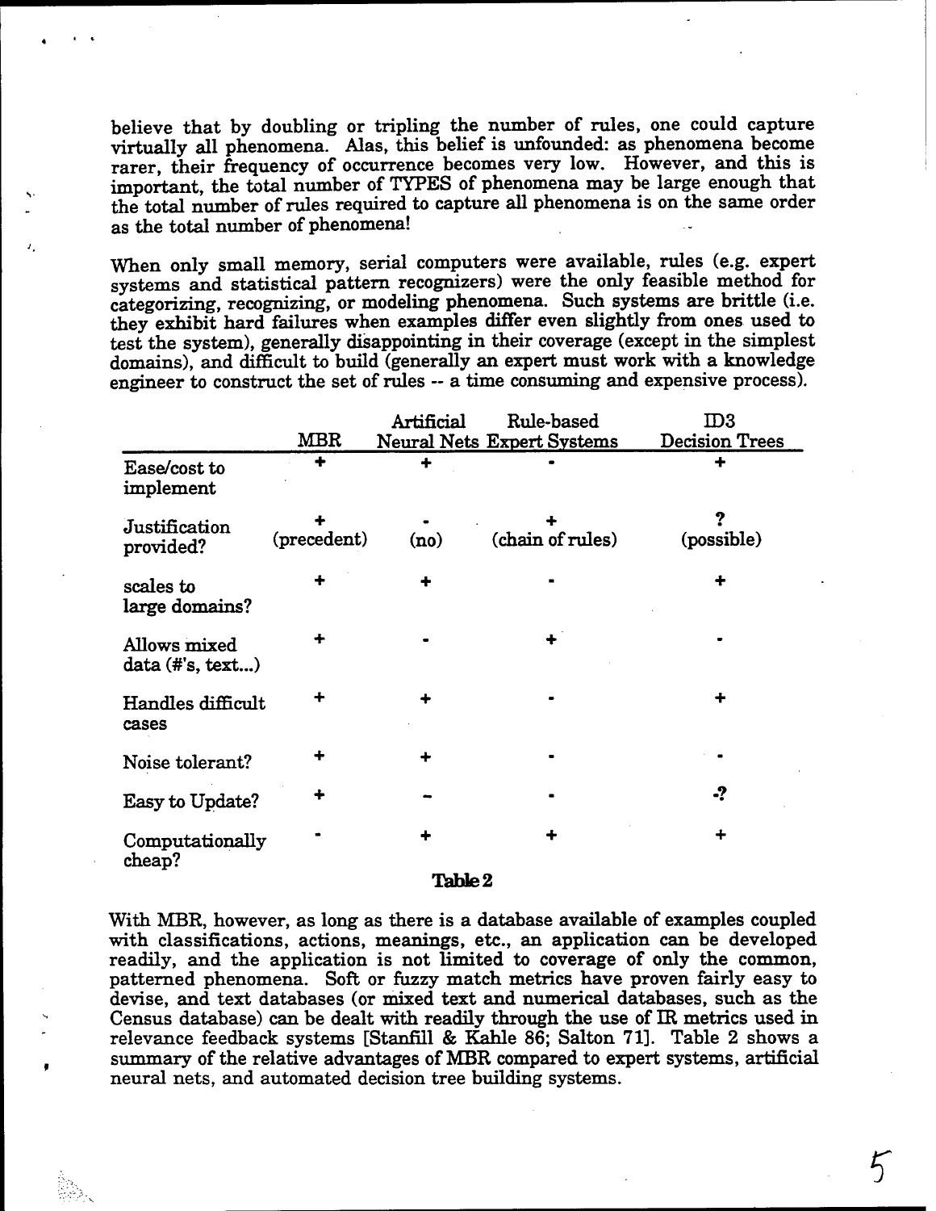believe that by doubling or tripling the number of rules, one could capture virtually all phenomena. Alas, this belief is unfounded: as phenomena become rarer, their frequency of occurrence becomes very low. However, and this is important, the total number of TYPES of phenomena may be large enough that the total number of rules required to capture all phenomena is on the same order as the total number of phenomena!

When only small memory, serial computers were available, rules (e.g. expert systems and statistical pattern recognizers) were the only feasible method for categorizing, recognizing, or modeling phenomena. Such systems are brittle (i.e. they exhibit hard failures when examples differ even slightly from ones used to test the system), generally disappointing in their coverage (except in the simplest domains), and difficult to build (generally an expert must work with a knowledge engineer to construct the set of rules -- a time consuming and expensive process).

| | MBR | Artificial Neural Nets | Rule-based Expert Systems | ID3 Decision Trees |
|---|---|---|---|---|
| Ease/cost to implement | + | + | - | + |
| Justification provided? | + (precedent) | - (no) | + (chain of rules) | ? (possible) |
| scales to large domains? | + | + | - | + |
| Allows mixed data (#'s, text...) | + | - | + | - |
| Handles difficult cases | + | + | - | + |
| Noise tolerant? | + | + | - | - |
| Easy to Update? | + | – | - | -? |
| Computationally cheap? | - | + | + | + |

**Table 2**

With MBR, however, as long as there is a database available of examples coupled with classifications, actions, meanings, etc., an application can be developed readily, and the application is not limited to coverage of only the common, patterned phenomena. Soft or fuzzy match metrics have proven fairly easy to devise, and text databases (or mixed text and numerical databases, such as the Census database) can be dealt with readily through the use of IR metrics used in relevance feedback systems [Stanfill & Kahle 86; Salton 71]. Table 2 shows a summary of the relative advantages of MBR compared to expert systems, artificial neural nets, and automated decision tree building systems.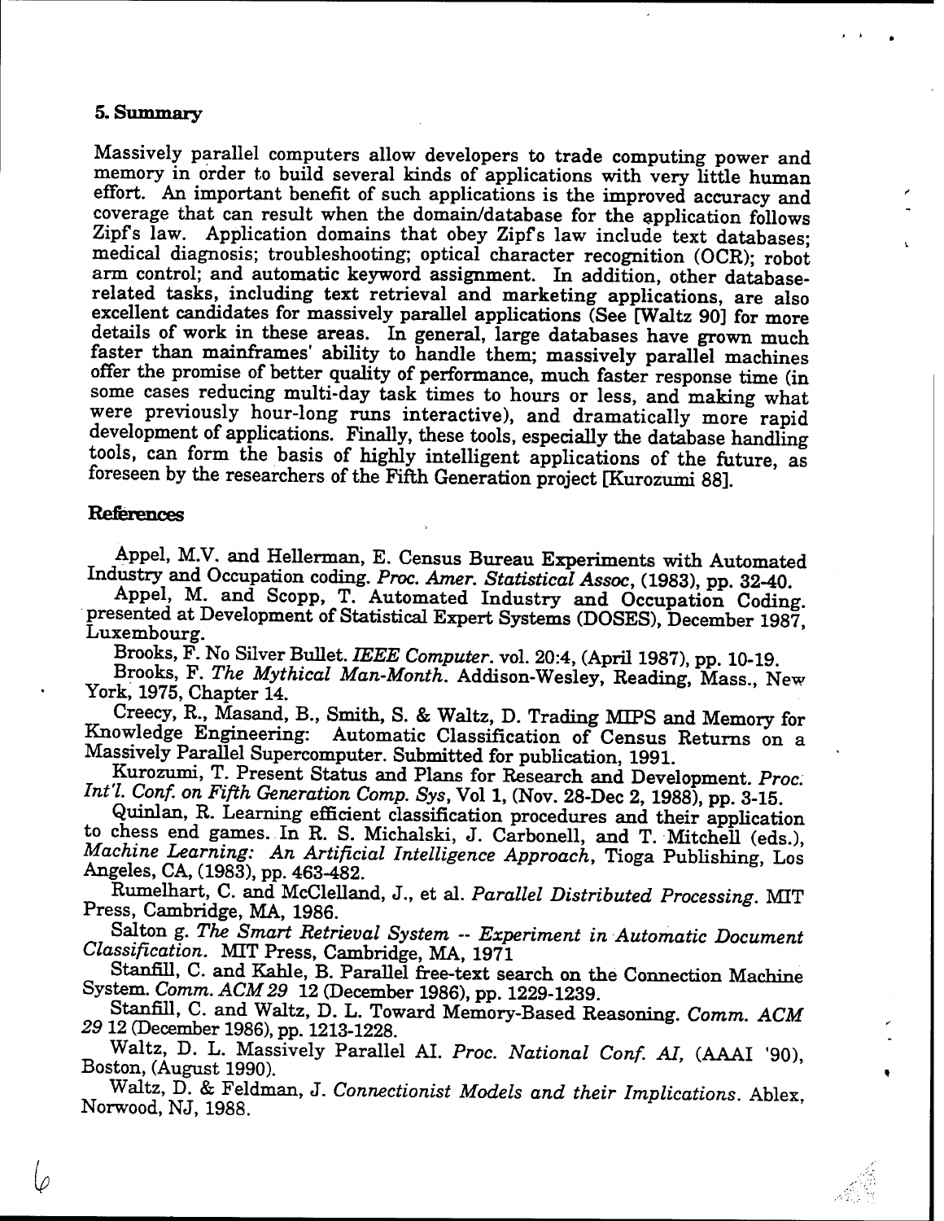## 5. Summary

Massively parallel computers allow developers to trade computing power and memory in order to build several kinds of applications with very little human effort. An important benefit of such applications is the improved accuracy and coverage that can result when the domain/database for the application follows Zipf's law. Application domains that obey Zipf's law include text databases; medical diagnosis; troubleshooting; optical character recognition (OCR); robot arm control; and automatic keyword assignment. In addition, other database-related tasks, including text retrieval and marketing applications, are also excellent candidates for massively parallel applications (See [Waltz 90] for more details of work in these areas. In general, large databases have grown much faster than mainframes' ability to handle them; massively parallel machines offer the promise of better quality of performance, much faster response time (in some cases reducing multi-day task times to hours or less, and making what were previously hour-long runs interactive), and dramatically more rapid development of applications. Finally, these tools, especially the database handling tools, can form the basis of highly intelligent applications of the future, as foreseen by the researchers of the Fifth Generation project [Kurozumi 88].

## References

Appel, M.V. and Hellerman, E. Census Bureau Experiments with Automated Industry and Occupation coding. *Proc. Amer. Statistical Assoc*, (1983), pp. 32-40.

Appel, M. and Scopp, T. Automated Industry and Occupation Coding. presented at Development of Statistical Expert Systems (DOSES), December 1987, Luxembourg.

Brooks, F. No Silver Bullet. *IEEE Computer*. vol. 20:4, (April 1987), pp. 10-19.

Brooks, F. *The Mythical Man-Month*. Addison-Wesley, Reading, Mass., New York, 1975, Chapter 14.

Creecy, R., Masand, B., Smith, S. & Waltz, D. Trading MIPS and Memory for Knowledge Engineering: Automatic Classification of Census Returns on a Massively Parallel Supercomputer. Submitted for publication, 1991.

Kurozumi, T. Present Status and Plans for Research and Development. *Proc. Int'l. Conf. on Fifth Generation Comp. Sys*, Vol 1, (Nov. 28-Dec 2, 1988), pp. 3-15.

Quinlan, R. Learning efficient classification procedures and their application to chess end games. In R. S. Michalski, J. Carbonell, and T. Mitchell (eds.), *Machine Learning: An Artificial Intelligence Approach*, Tioga Publishing, Los Angeles, CA, (1983), pp. 463-482.

Rumelhart, C. and McClelland, J., et al. *Parallel Distributed Processing*. MIT Press, Cambridge, MA, 1986.

Salton g. *The Smart Retrieval System -- Experiment in Automatic Document Classification*. MIT Press, Cambridge, MA, 1971

Stanfill, C. and Kahle, B. Parallel free-text search on the Connection Machine System. *Comm. ACM 29* 12 (December 1986), pp. 1229-1239.

Stanfill, C. and Waltz, D. L. Toward Memory-Based Reasoning. *Comm. ACM 29* 12 (December 1986), pp. 1213-1228.

Waltz, D. L. Massively Parallel AI. *Proc. National Conf. AI*, (AAAI '90), Boston, (August 1990).

Waltz, D. & Feldman, J. *Connectionist Models and their Implications*. Ablex, Norwood, NJ, 1988.